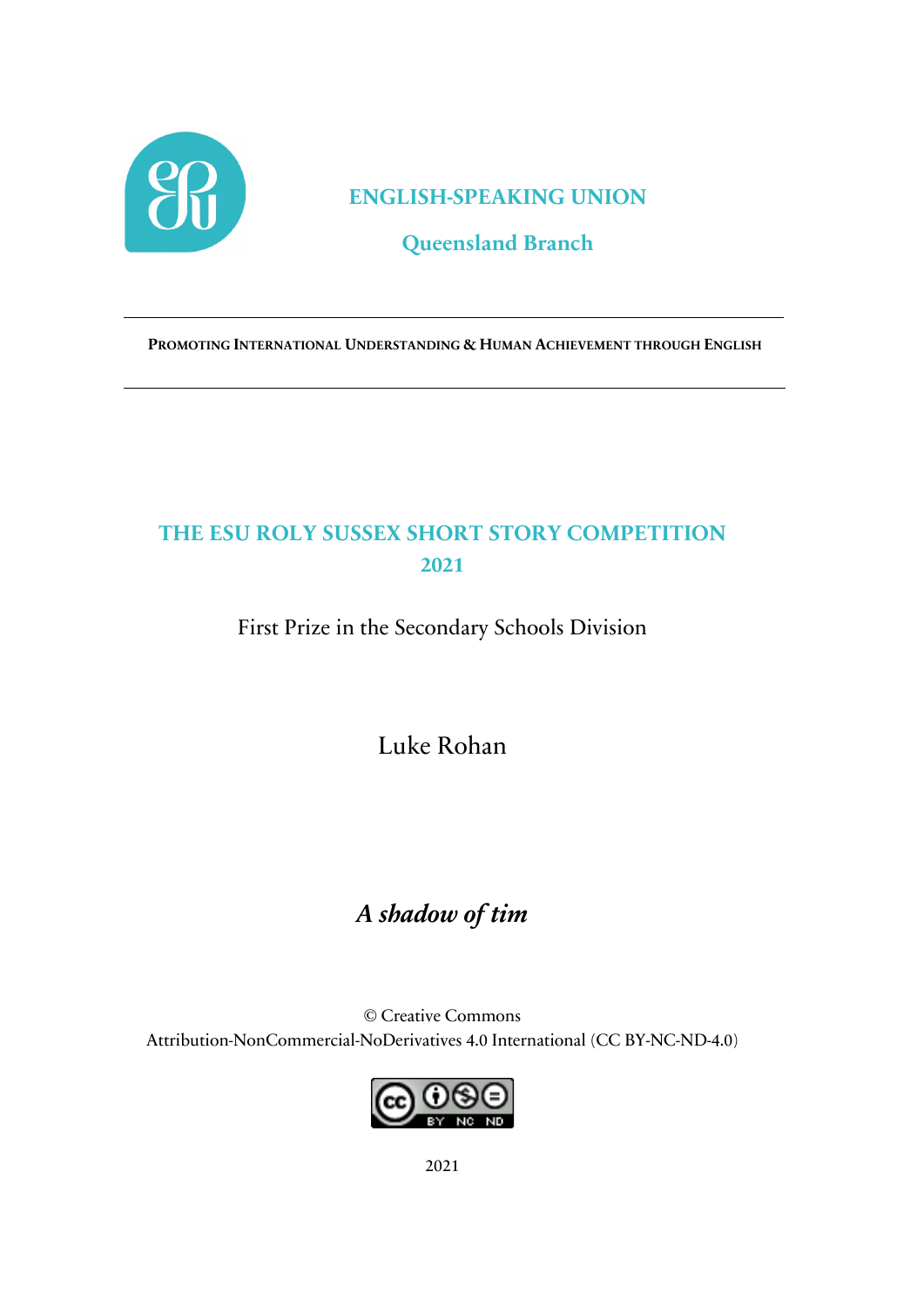**ENGLISH-SPEAKING UNION**

**Queensland Branch**

---

**PROMOTING INTERNATIONAL UNDERSTANDING & HUMAN ACHIEVEMENT THROUGH ENGLISH**

---

# THE ESU ROLY SUSSEX SHORT STORY COMPETITION 2021

First Prize in the Secondary Schools Division

Luke Rohan

## *A shadow of tim*

© Creative Commons
Attribution-NonCommercial-NoDerivatives 4.0 International (CC BY-NC-ND-4.0)

2021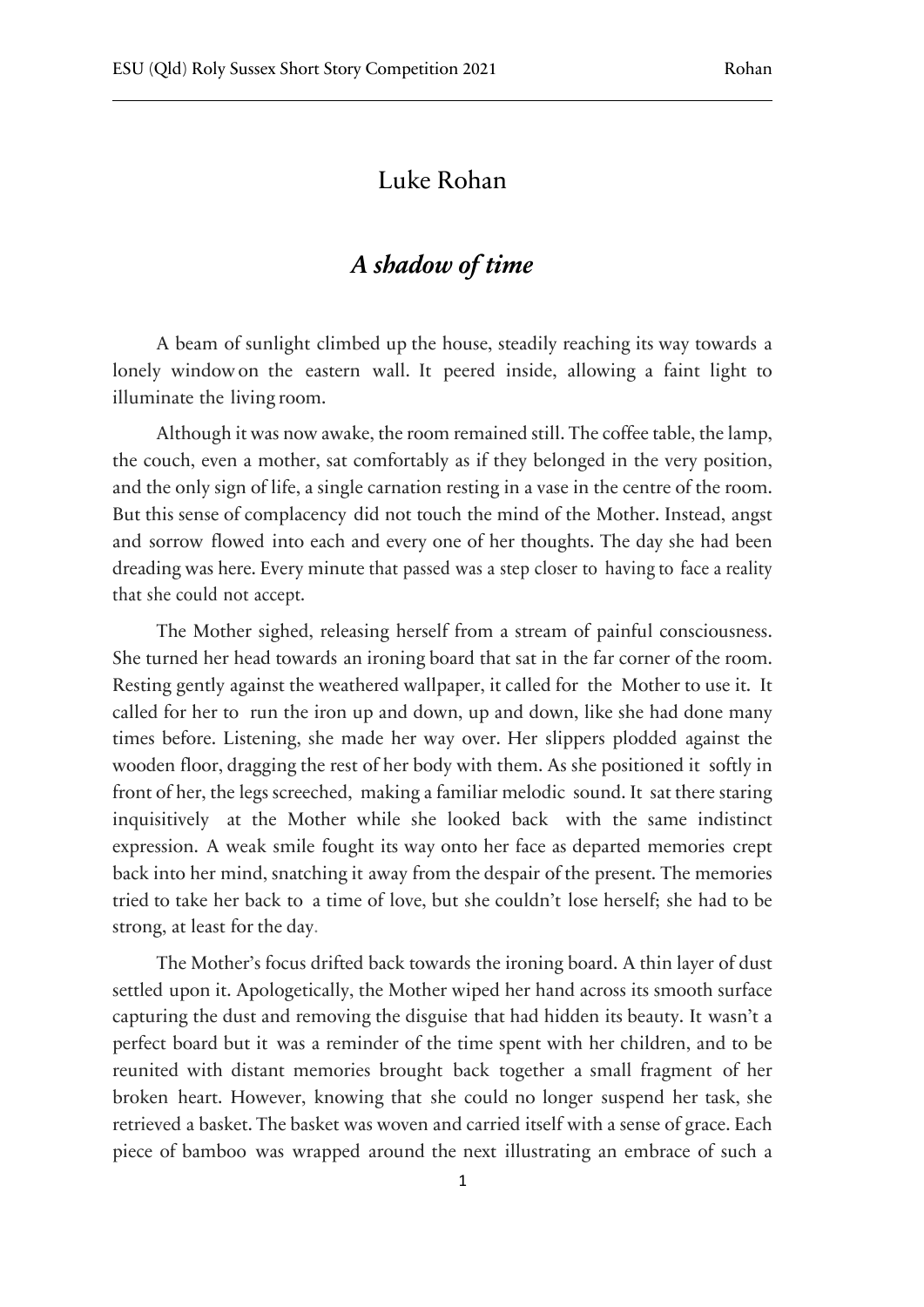# Luke Rohan

## *A shadow of time*

A beam of sunlight climbed up the house, steadily reaching its way towards a lonely window on the eastern wall. It peered inside, allowing a faint light to illuminate the living room.

Although it was now awake, the room remained still. The coffee table, the lamp, the couch, even a mother, sat comfortably as if they belonged in the very position, and the only sign of life, a single carnation resting in a vase in the centre of the room. But this sense of complacency did not touch the mind of the Mother. Instead, angst and sorrow flowed into each and every one of her thoughts. The day she had been dreading was here. Every minute that passed was a step closer to having to face a reality that she could not accept.

The Mother sighed, releasing herself from a stream of painful consciousness. She turned her head towards an ironing board that sat in the far corner of the room. Resting gently against the weathered wallpaper, it called for the Mother to use it. It called for her to run the iron up and down, up and down, like she had done many times before. Listening, she made her way over. Her slippers plodded against the wooden floor, dragging the rest of her body with them. As she positioned it softly in front of her, the legs screeched, making a familiar melodic sound. It sat there staring inquisitively at the Mother while she looked back with the same indistinct expression. A weak smile fought its way onto her face as departed memories crept back into her mind, snatching it away from the despair of the present. The memories tried to take her back to a time of love, but she couldn't lose herself; she had to be strong, at least for the day.

The Mother's focus drifted back towards the ironing board. A thin layer of dust settled upon it. Apologetically, the Mother wiped her hand across its smooth surface capturing the dust and removing the disguise that had hidden its beauty. It wasn't a perfect board but it was a reminder of the time spent with her children, and to be reunited with distant memories brought back together a small fragment of her broken heart. However, knowing that she could no longer suspend her task, she retrieved a basket. The basket was woven and carried itself with a sense of grace. Each piece of bamboo was wrapped around the next illustrating an embrace of such a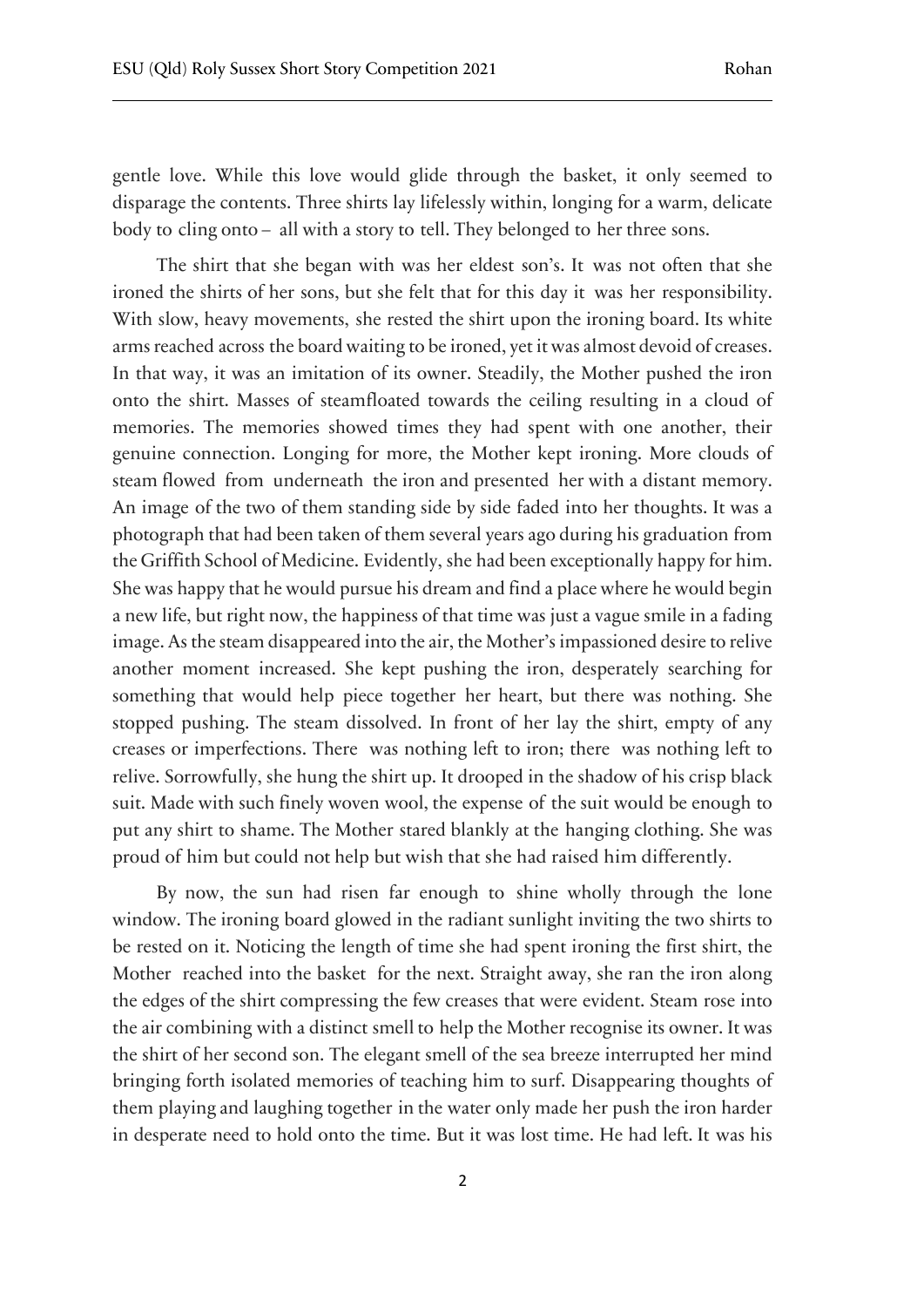gentle love. While this love would glide through the basket, it only seemed to disparage the contents. Three shirts lay lifelessly within, longing for a warm, delicate body to cling onto – all with a story to tell. They belonged to her three sons.

The shirt that she began with was her eldest son's. It was not often that she ironed the shirts of her sons, but she felt that for this day it was her responsibility. With slow, heavy movements, she rested the shirt upon the ironing board. Its white arms reached across the board waiting to be ironed, yet it was almost devoid of creases. In that way, it was an imitation of its owner. Steadily, the Mother pushed the iron onto the shirt. Masses of steamfloated towards the ceiling resulting in a cloud of memories. The memories showed times they had spent with one another, their genuine connection. Longing for more, the Mother kept ironing. More clouds of steam flowed from underneath the iron and presented her with a distant memory. An image of the two of them standing side by side faded into her thoughts. It was a photograph that had been taken of them several years ago during his graduation from the Griffith School of Medicine. Evidently, she had been exceptionally happy for him. She was happy that he would pursue his dream and find a place where he would begin a new life, but right now, the happiness of that time was just a vague smile in a fading image. As the steam disappeared into the air, the Mother's impassioned desire to relive another moment increased. She kept pushing the iron, desperately searching for something that would help piece together her heart, but there was nothing. She stopped pushing. The steam dissolved. In front of her lay the shirt, empty of any creases or imperfections. There was nothing left to iron; there was nothing left to relive. Sorrowfully, she hung the shirt up. It drooped in the shadow of his crisp black suit. Made with such finely woven wool, the expense of the suit would be enough to put any shirt to shame. The Mother stared blankly at the hanging clothing. She was proud of him but could not help but wish that she had raised him differently.

By now, the sun had risen far enough to shine wholly through the lone window. The ironing board glowed in the radiant sunlight inviting the two shirts to be rested on it. Noticing the length of time she had spent ironing the first shirt, the Mother reached into the basket for the next. Straight away, she ran the iron along the edges of the shirt compressing the few creases that were evident. Steam rose into the air combining with a distinct smell to help the Mother recognise its owner. It was the shirt of her second son. The elegant smell of the sea breeze interrupted her mind bringing forth isolated memories of teaching him to surf. Disappearing thoughts of them playing and laughing together in the water only made her push the iron harder in desperate need to hold onto the time. But it was lost time. He had left. It was his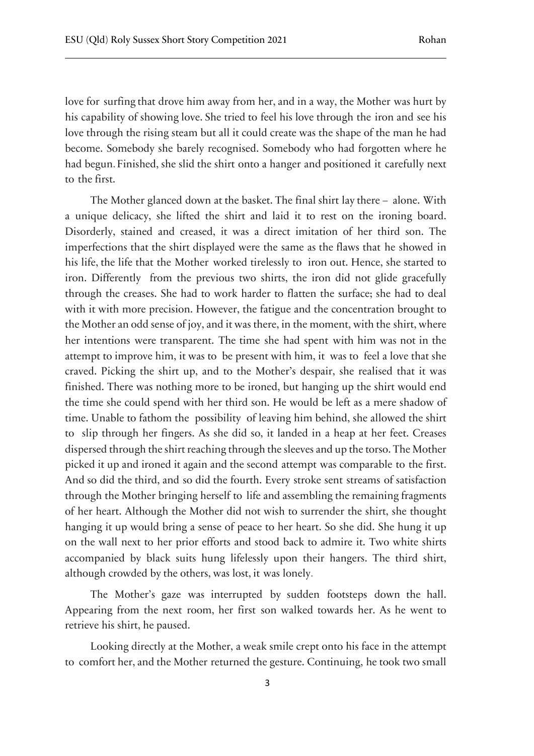love for surfing that drove him away from her, and in a way, the Mother was hurt by his capability of showing love. She tried to feel his love through the iron and see his love through the rising steam but all it could create was the shape of the man he had become. Somebody she barely recognised. Somebody who had forgotten where he had begun. Finished, she slid the shirt onto a hanger and positioned it carefully next to the first.

The Mother glanced down at the basket. The final shirt lay there – alone. With a unique delicacy, she lifted the shirt and laid it to rest on the ironing board. Disorderly, stained and creased, it was a direct imitation of her third son. The imperfections that the shirt displayed were the same as the flaws that he showed in his life, the life that the Mother worked tirelessly to iron out. Hence, she started to iron. Differently from the previous two shirts, the iron did not glide gracefully through the creases. She had to work harder to flatten the surface; she had to deal with it with more precision. However, the fatigue and the concentration brought to the Mother an odd sense of joy, and it was there, in the moment, with the shirt, where her intentions were transparent. The time she had spent with him was not in the attempt to improve him, it was to be present with him, it was to feel a love that she craved. Picking the shirt up, and to the Mother's despair, she realised that it was finished. There was nothing more to be ironed, but hanging up the shirt would end the time she could spend with her third son. He would be left as a mere shadow of time. Unable to fathom the possibility of leaving him behind, she allowed the shirt to slip through her fingers. As she did so, it landed in a heap at her feet. Creases dispersed through the shirt reaching through the sleeves and up the torso. The Mother picked it up and ironed it again and the second attempt was comparable to the first. And so did the third, and so did the fourth. Every stroke sent streams of satisfaction through the Mother bringing herself to life and assembling the remaining fragments of her heart. Although the Mother did not wish to surrender the shirt, she thought hanging it up would bring a sense of peace to her heart. So she did. She hung it up on the wall next to her prior efforts and stood back to admire it. Two white shirts accompanied by black suits hung lifelessly upon their hangers. The third shirt, although crowded by the others, was lost, it was lonely.

The Mother's gaze was interrupted by sudden footsteps down the hall. Appearing from the next room, her first son walked towards her. As he went to retrieve his shirt, he paused.

Looking directly at the Mother, a weak smile crept onto his face in the attempt to comfort her, and the Mother returned the gesture. Continuing, he took two small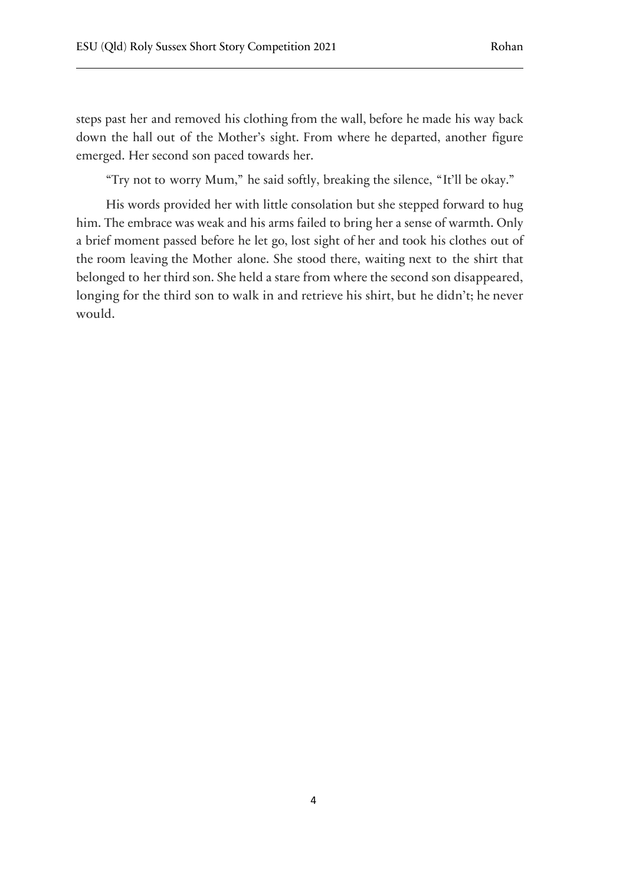steps past her and removed his clothing from the wall, before he made his way back down the hall out of the Mother's sight. From where he departed, another figure emerged. Her second son paced towards her.

"Try not to worry Mum," he said softly, breaking the silence, "It'll be okay."

His words provided her with little consolation but she stepped forward to hug him. The embrace was weak and his arms failed to bring her a sense of warmth. Only a brief moment passed before he let go, lost sight of her and took his clothes out of the room leaving the Mother alone. She stood there, waiting next to the shirt that belonged to her third son. She held a stare from where the second son disappeared, longing for the third son to walk in and retrieve his shirt, but he didn't; he never would.